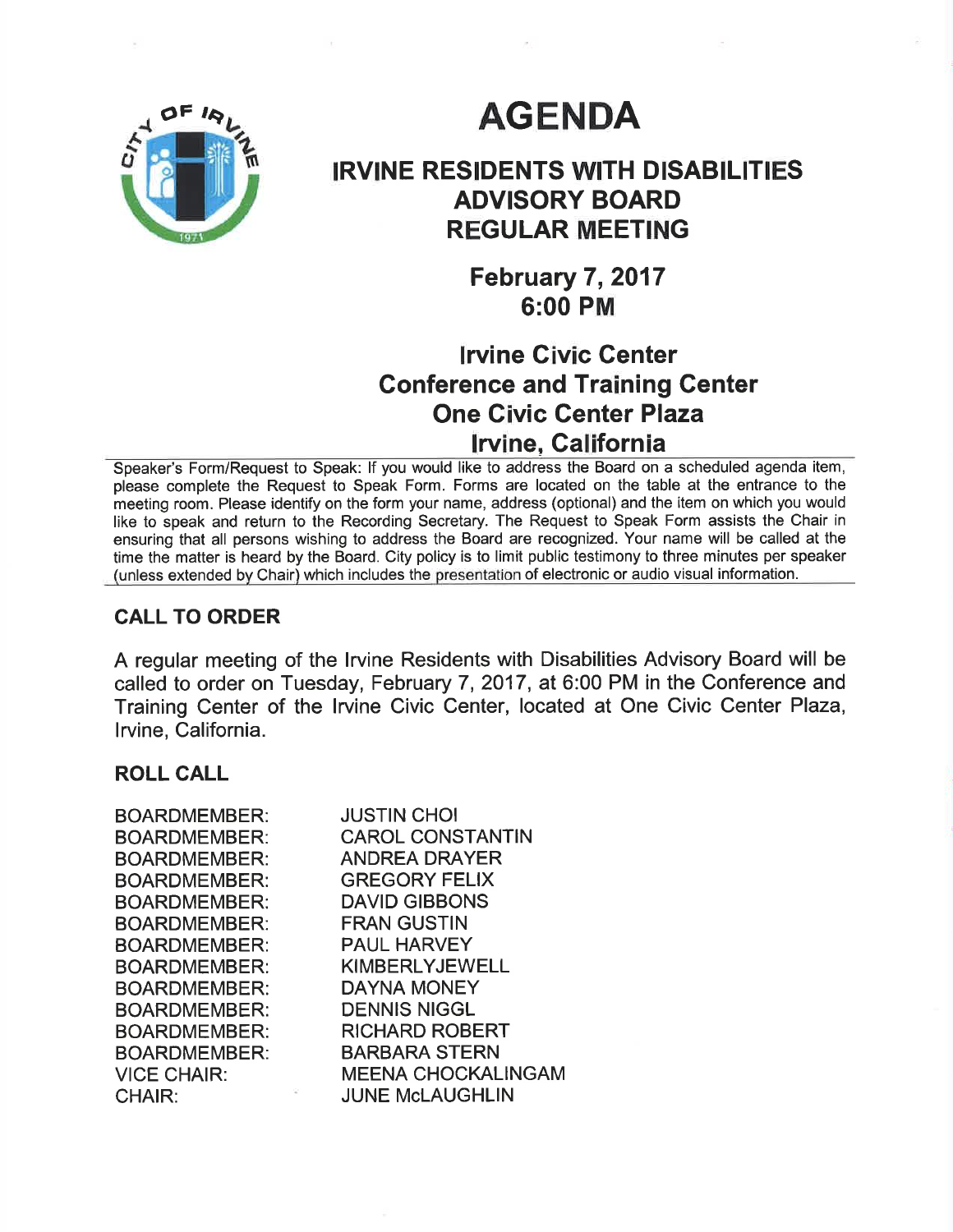# AGENDA

## IRVINE RESIDENTS WITH DISABILITIES ADVISORY BOARD REGULAR MEETING

### February 7, 2017
### 6:00 PM

### Irvine Civic Center
### Conference and Training Center
### One Civic Center Plaza
### Irvine, California

Speaker's Form/Request to Speak: If you would like to address the Board on a scheduled agenda item, please complete the Request to Speak Form. Forms are located on the table at the entrance to the meeting room. Please identify on the form your name, address (optional) and the item on which you would like to speak and return to the Recording Secretary. The Request to Speak Form assists the Chair in ensuring that all persons wishing to address the Board are recognized. Your name will be called at the time the matter is heard by the Board. City policy is to limit public testimony to three minutes per speaker (unless extended by Chair) which includes the presentation of electronic or audio visual information.

## CALL TO ORDER

A regular meeting of the Irvine Residents with Disabilities Advisory Board will be called to order on Tuesday, February 7, 2017, at 6:00 PM in the Conference and Training Center of the Irvine Civic Center, located at One Civic Center Plaza, Irvine, California.

## ROLL CALL

| | |
|---|---|
| BOARDMEMBER: | JUSTIN CHOI |
| BOARDMEMBER: | CAROL CONSTANTIN |
| BOARDMEMBER: | ANDREA DRAYER |
| BOARDMEMBER: | GREGORY FELIX |
| BOARDMEMBER: | DAVID GIBBONS |
| BOARDMEMBER: | FRAN GUSTIN |
| BOARDMEMBER: | PAUL HARVEY |
| BOARDMEMBER: | KIMBERLYJEWELL |
| BOARDMEMBER: | DAYNA MONEY |
| BOARDMEMBER: | DENNIS NIGGL |
| BOARDMEMBER: | RICHARD ROBERT |
| BOARDMEMBER: | BARBARA STERN |
| VICE CHAIR: | MEENA CHOCKALINGAM |
| CHAIR: | JUNE McLAUGHLIN |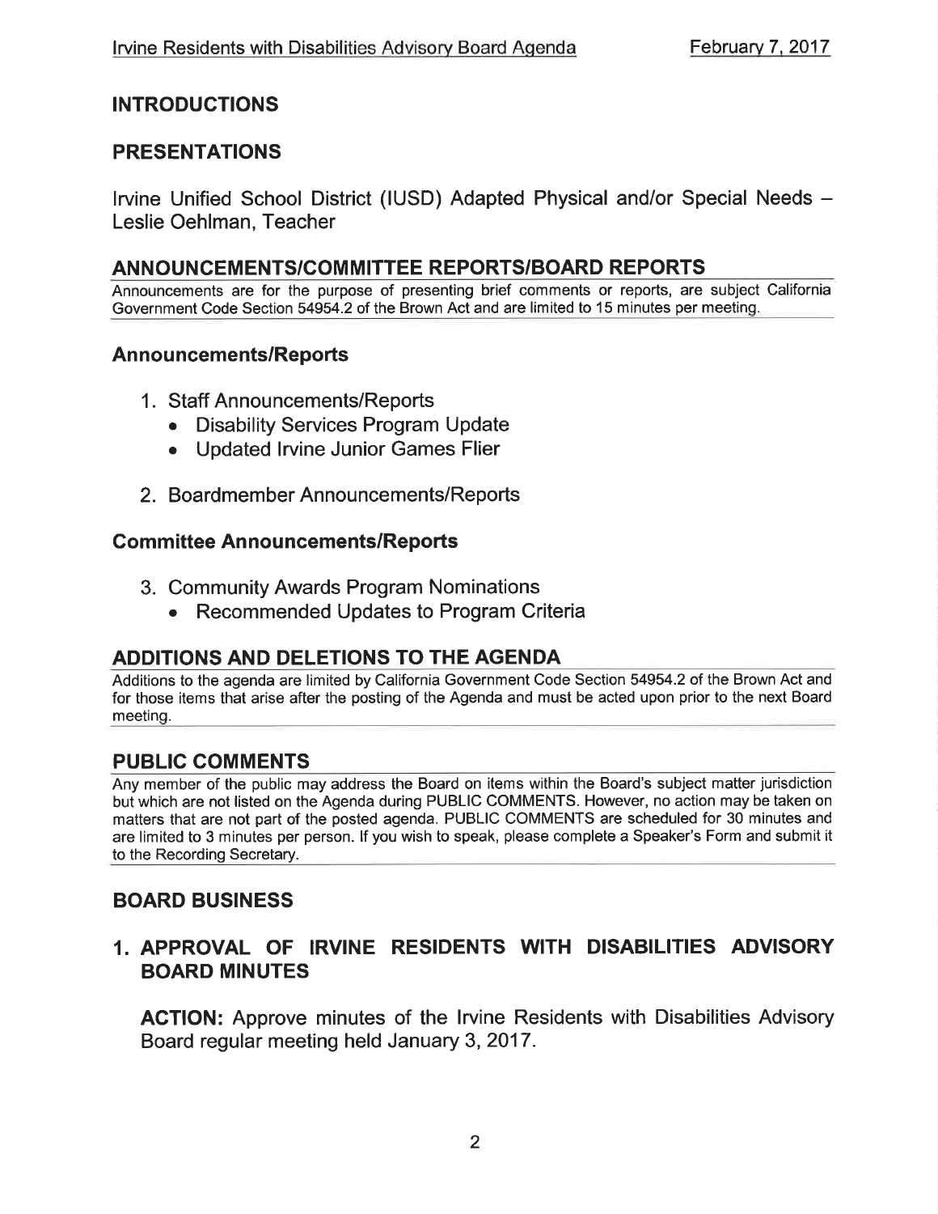## INTRODUCTIONS

## PRESENTATIONS

Irvine Unified School District (IUSD) Adapted Physical and/or Special Needs – Leslie Oehlman, Teacher

## ANNOUNCEMENTS/COMMITTEE REPORTS/BOARD REPORTS

Announcements are for the purpose of presenting brief comments or reports, are subject California Government Code Section 54954.2 of the Brown Act and are limited to 15 minutes per meeting.

### Announcements/Reports

1. Staff Announcements/Reports
   - Disability Services Program Update
   - Updated Irvine Junior Games Flier
2. Boardmember Announcements/Reports

### Committee Announcements/Reports

3. Community Awards Program Nominations
   - Recommended Updates to Program Criteria

## ADDITIONS AND DELETIONS TO THE AGENDA

Additions to the agenda are limited by California Government Code Section 54954.2 of the Brown Act and for those items that arise after the posting of the Agenda and must be acted upon prior to the next Board meeting.

## PUBLIC COMMENTS

Any member of the public may address the Board on items within the Board's subject matter jurisdiction but which are not listed on the Agenda during PUBLIC COMMENTS. However, no action may be taken on matters that are not part of the posted agenda. PUBLIC COMMENTS are scheduled for 30 minutes and are limited to 3 minutes per person. If you wish to speak, please complete a Speaker's Form and submit it to the Recording Secretary.

## BOARD BUSINESS

### 1. APPROVAL OF IRVINE RESIDENTS WITH DISABILITIES ADVISORY BOARD MINUTES

**ACTION:** Approve minutes of the Irvine Residents with Disabilities Advisory Board regular meeting held January 3, 2017.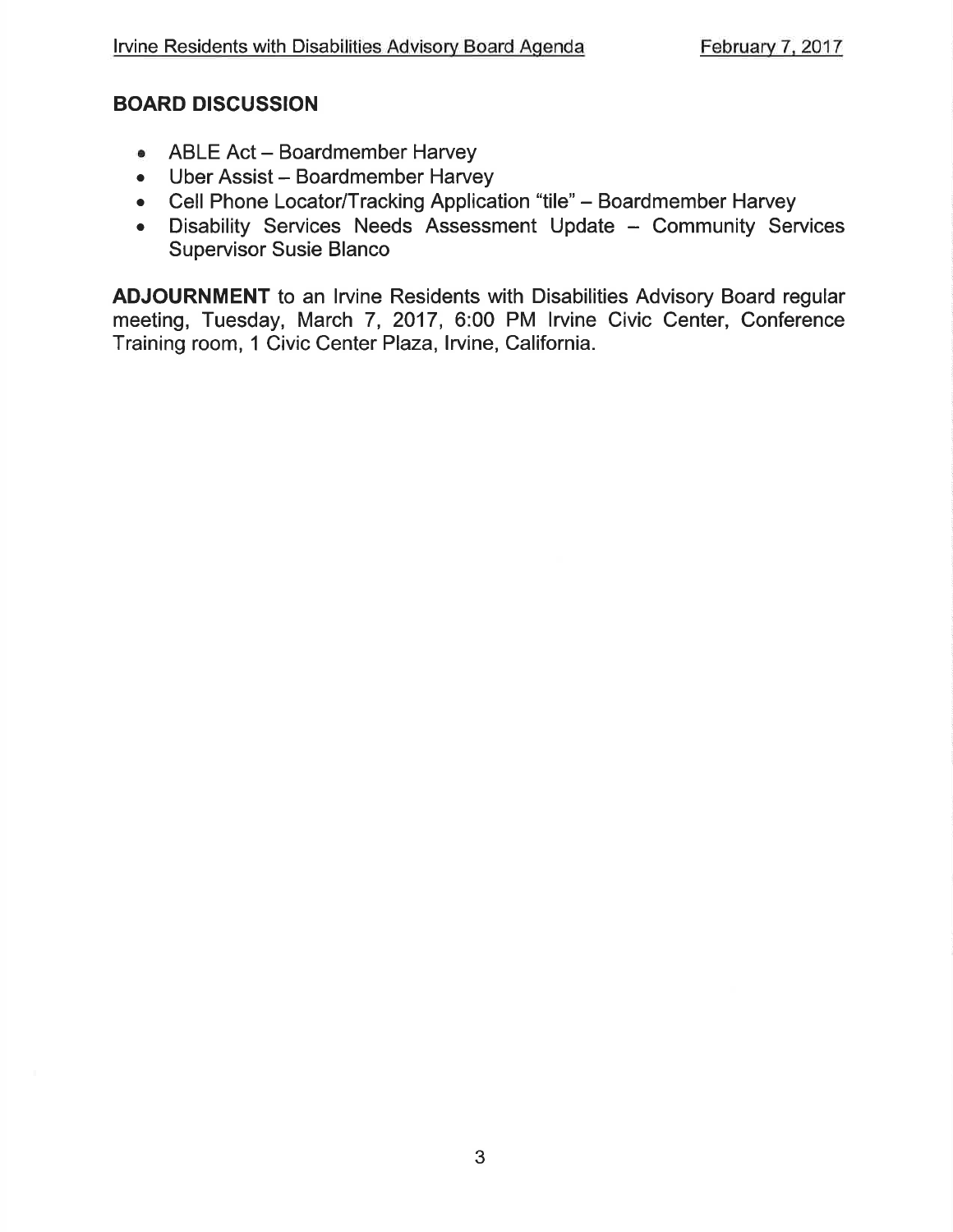## BOARD DISCUSSION

- ABLE Act – Boardmember Harvey
- Uber Assist – Boardmember Harvey
- Cell Phone Locator/Tracking Application "tile" – Boardmember Harvey
- Disability Services Needs Assessment Update – Community Services Supervisor Susie Blanco

**ADJOURNMENT** to an Irvine Residents with Disabilities Advisory Board regular meeting, Tuesday, March 7, 2017, 6:00 PM Irvine Civic Center, Conference Training room, 1 Civic Center Plaza, Irvine, California.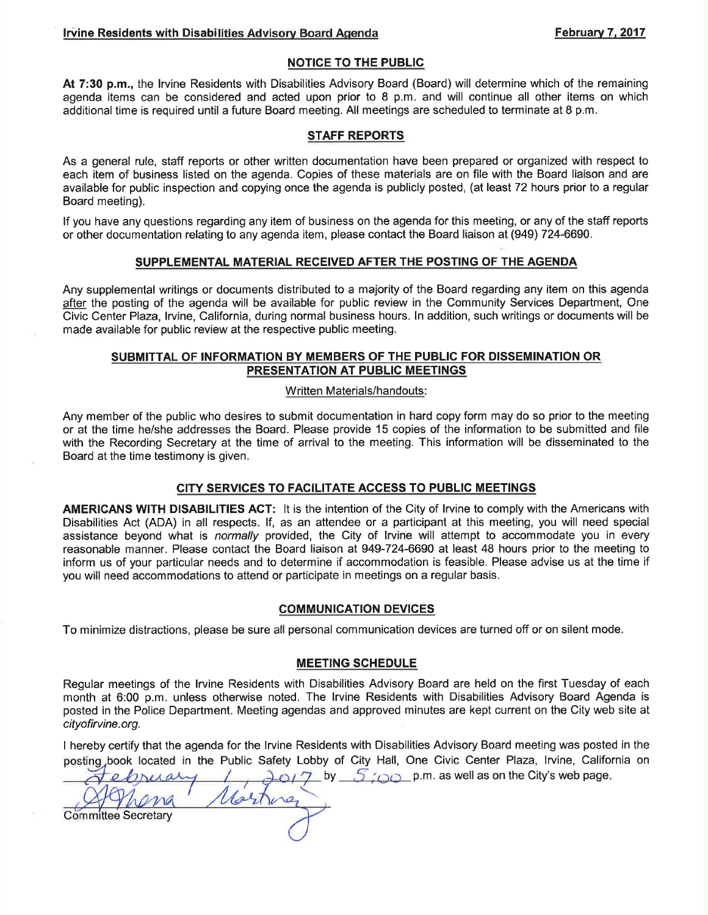## NOTICE TO THE PUBLIC

**At 7:30 p.m.,** the Irvine Residents with Disabilities Advisory Board (Board) will determine which of the remaining agenda items can be considered and acted upon prior to 8 p.m. and will continue all other items on which additional time is required until a future Board meeting. All meetings are scheduled to terminate at 8 p.m.

## STAFF REPORTS

As a general rule, staff reports or other written documentation have been prepared or organized with respect to each item of business listed on the agenda. Copies of these materials are on file with the Board liaison and are available for public inspection and copying once the agenda is publicly posted, (at least 72 hours prior to a regular Board meeting).

If you have any questions regarding any item of business on the agenda for this meeting, or any of the staff reports or other documentation relating to any agenda item, please contact the Board liaison at (949) 724-6690.

## SUPPLEMENTAL MATERIAL RECEIVED AFTER THE POSTING OF THE AGENDA

Any supplemental writings or documents distributed to a majority of the Board regarding any item on this agenda after the posting of the agenda will be available for public review in the Community Services Department, One Civic Center Plaza, Irvine, California, during normal business hours. In addition, such writings or documents will be made available for public review at the respective public meeting.

## SUBMITTAL OF INFORMATION BY MEMBERS OF THE PUBLIC FOR DISSEMINATION OR PRESENTATION AT PUBLIC MEETINGS

Written Materials/handouts:

Any member of the public who desires to submit documentation in hard copy form may do so prior to the meeting or at the time he/she addresses the Board. Please provide 15 copies of the information to be submitted and file with the Recording Secretary at the time of arrival to the meeting. This information will be disseminated to the Board at the time testimony is given.

## CITY SERVICES TO FACILITATE ACCESS TO PUBLIC MEETINGS

**AMERICANS WITH DISABILITIES ACT:** It is the intention of the City of Irvine to comply with the Americans with Disabilities Act (ADA) in all respects. If, as an attendee or a participant at this meeting, you will need special assistance beyond what is *normally* provided, the City of Irvine will attempt to accommodate you in every reasonable manner. Please contact the Board liaison at 949-724-6690 at least 48 hours prior to the meeting to inform us of your particular needs and to determine if accommodation is feasible. Please advise us at the time if you will need accommodations to attend or participate in meetings on a regular basis.

## COMMUNICATION DEVICES

To minimize distractions, please be sure all personal communication devices are turned off or on silent mode.

## MEETING SCHEDULE

Regular meetings of the Irvine Residents with Disabilities Advisory Board are held on the first Tuesday of each month at 6:00 p.m. unless otherwise noted. The Irvine Residents with Disabilities Advisory Board Agenda is posted in the Police Department. Meeting agendas and approved minutes are kept current on the City web site at *cityofirvine.org*.

I hereby certify that the agenda for the Irvine Residents with Disabilities Advisory Board meeting was posted in the posting book located in the Public Safety Lobby of City Hall, One Civic Center Plaza, Irvine, California on February 1, 2017 by 5:00 p.m. as well as on the City's web page.

Athena Martinez

Committee Secretary